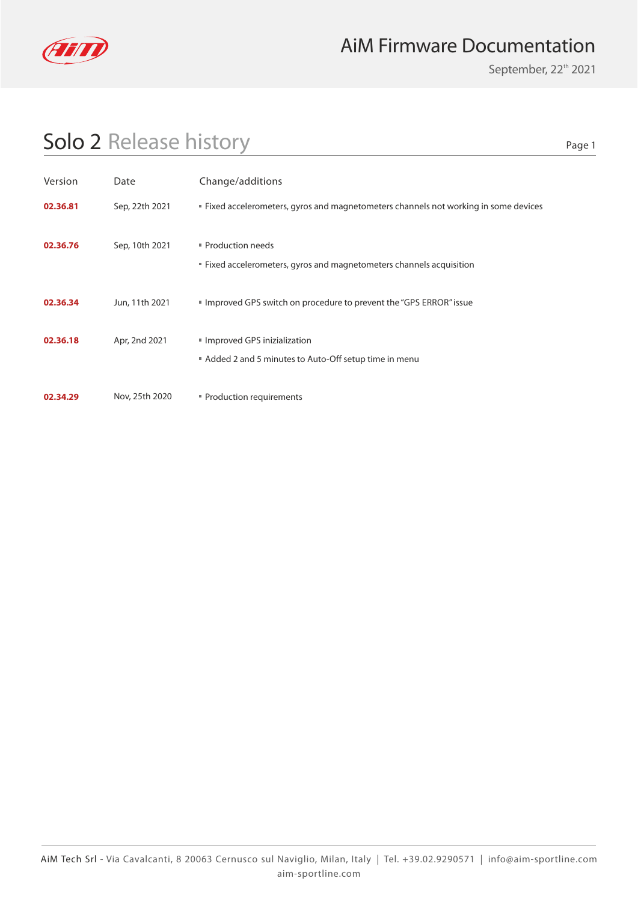# AiM Firmware Documentation

September, 22th 2021

## Solo 2 Release history

| Version | Date | Change/additions |
| --- | --- | --- |
| **02.36.81** | Sep, 22th 2021 | ▪ Fixed accelerometers, gyros and magnetometers channels not working in some devices |
| **02.36.76** | Sep, 10th 2021 | ▪ Production needs<br>▪ Fixed accelerometers, gyros and magnetometers channels acquisition |
| **02.36.34** | Jun, 11th 2021 | ▪ Improved GPS switch on procedure to prevent the "GPS ERROR" issue |
| **02.36.18** | Apr, 2nd 2021 | ▪ Improved GPS inizialization<br>▪ Added 2 and 5 minutes to Auto-Off setup time in menu |
| **02.34.29** | Nov, 25th 2020 | ▪ Production requirements |

AiM Tech Srl - Via Cavalcanti, 8 20063 Cernusco sul Naviglio, Milan, Italy | Tel. +39.02.9290571 | info@aim-sportline.com
aim-sportline.com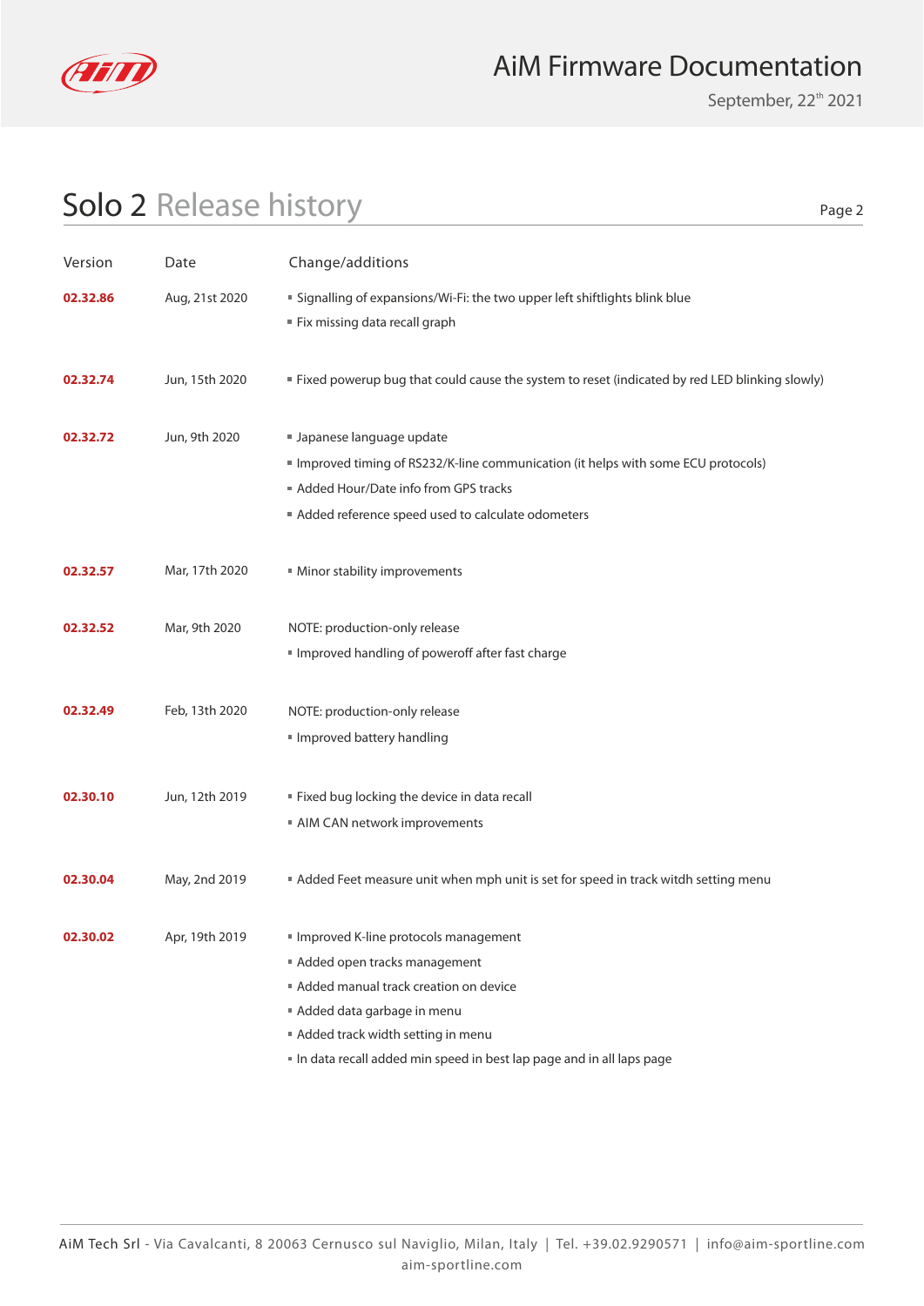# Solo 2 Release history

| Version | Date | Change/additions |
|---|---|---|
| **02.32.86** | Aug, 21st 2020 | ▪ Signalling of expansions/Wi-Fi: the two upper left shiftlights blink blue<br>▪ Fix missing data recall graph |
| **02.32.74** | Jun, 15th 2020 | ▪ Fixed powerup bug that could cause the system to reset (indicated by red LED blinking slowly) |
| **02.32.72** | Jun, 9th 2020 | ▪ Japanese language update<br>▪ Improved timing of RS232/K-line communication (it helps with some ECU protocols)<br>▪ Added Hour/Date info from GPS tracks<br>▪ Added reference speed used to calculate odometers |
| **02.32.57** | Mar, 17th 2020 | ▪ Minor stability improvements |
| **02.32.52** | Mar, 9th 2020 | NOTE: production-only release<br>▪ Improved handling of poweroff after fast charge |
| **02.32.49** | Feb, 13th 2020 | NOTE: production-only release<br>▪ Improved battery handling |
| **02.30.10** | Jun, 12th 2019 | ▪ Fixed bug locking the device in data recall<br>▪ AIM CAN network improvements |
| **02.30.04** | May, 2nd 2019 | ▪ Added Feet measure unit when mph unit is set for speed in track witdh setting menu |
| **02.30.02** | Apr, 19th 2019 | ▪ Improved K-line protocols management<br>▪ Added open tracks management<br>▪ Added manual track creation on device<br>▪ Added data garbage in menu<br>▪ Added track width setting in menu<br>▪ In data recall added min speed in best lap page and in all laps page |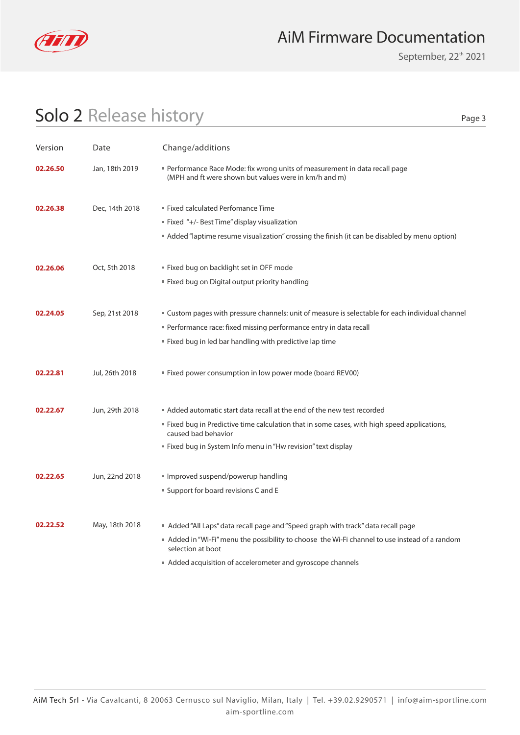# Solo 2 Release history

| Version | Date | Change/additions |
|---|---|---|
| **02.26.50** | Jan, 18th 2019 | ▪ Performance Race Mode: fix wrong units of measurement in data recall page (MPH and ft were shown but values were in km/h and m) |
| **02.26.38** | Dec, 14th 2018 | ▪ Fixed calculated Perfomance Time<br>▪ Fixed "+/- Best Time" display visualization<br>▪ Added "laptime resume visualization" crossing the finish (it can be disabled by menu option) |
| **02.26.06** | Oct, 5th 2018 | ▪ Fixed bug on backlight set in OFF mode<br>▪ Fixed bug on Digital output priority handling |
| **02.24.05** | Sep, 21st 2018 | ▪ Custom pages with pressure channels: unit of measure is selectable for each individual channel<br>▪ Performance race: fixed missing performance entry in data recall<br>▪ Fixed bug in led bar handling with predictive lap time |
| **02.22.81** | Jul, 26th 2018 | ▪ Fixed power consumption in low power mode (board REV00) |
| **02.22.67** | Jun, 29th 2018 | ▪ Added automatic start data recall at the end of the new test recorded<br>▪ Fixed bug in Predictive time calculation that in some cases, with high speed applications, caused bad behavior<br>▪ Fixed bug in System Info menu in "Hw revision" text display |
| **02.22.65** | Jun, 22nd 2018 | ▪ Improved suspend/powerup handling<br>▪ Support for board revisions C and E |
| **02.22.52** | May, 18th 2018 | ▪ Added "All Laps" data recall page and "Speed graph with track" data recall page<br>▪ Added in "Wi-Fi" menu the possibility to choose the Wi-Fi channel to use instead of a random selection at boot<br>▪ Added acquisition of accelerometer and gyroscope channels |